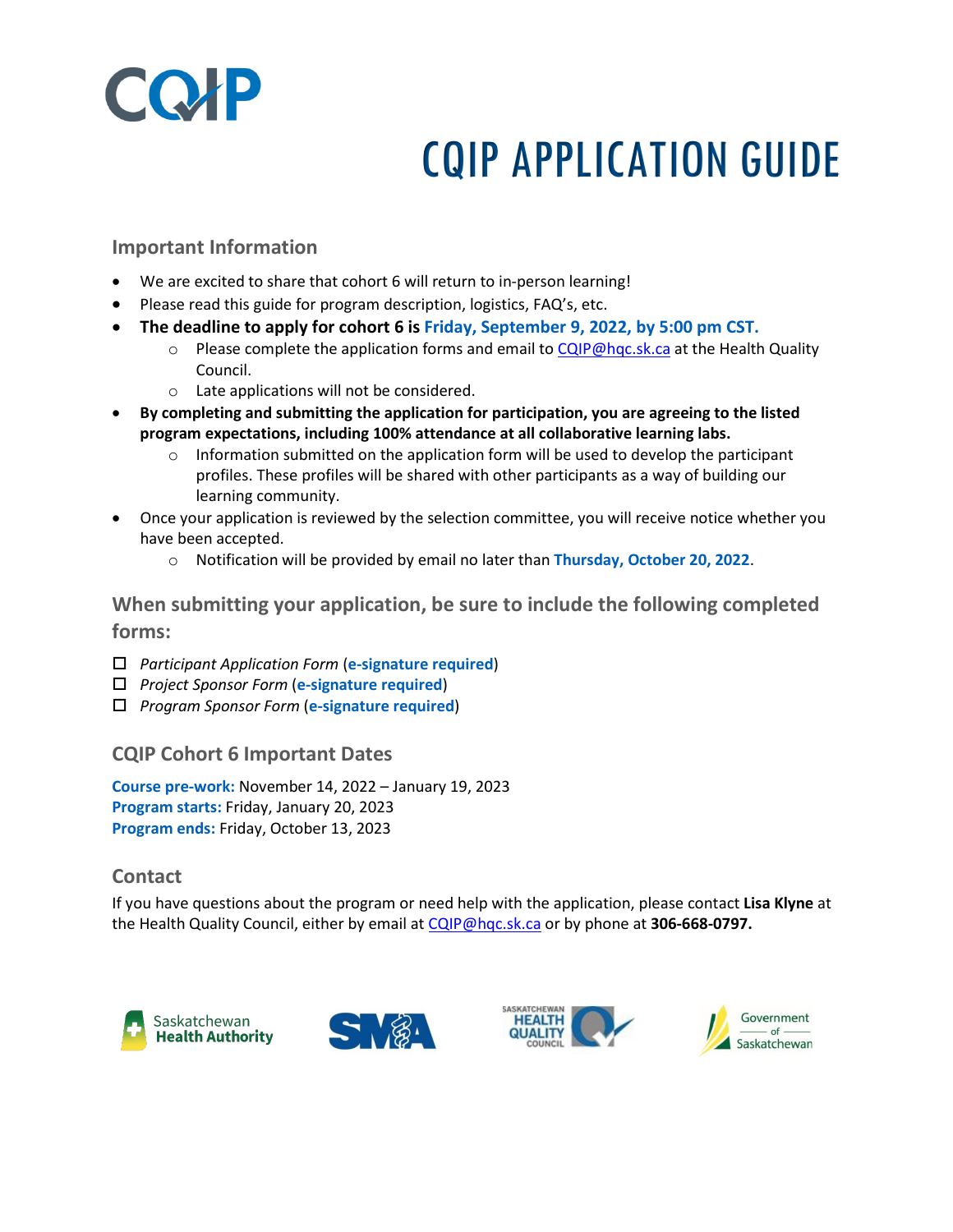# CQIP APPLICATION GUIDE

## Important Information

- We are excited to share that cohort 6 will return to in-person learning!
- Please read this guide for program description, logistics, FAQ's, etc.
- **The deadline to apply for cohort 6 is Friday, September 9, 2022, by 5:00 pm CST.**
  - Please complete the application forms and email to CQIP@hqc.sk.ca at the Health Quality Council.
  - Late applications will not be considered.
- **By completing and submitting the application for participation, you are agreeing to the listed program expectations, including 100% attendance at all collaborative learning labs.**
  - Information submitted on the application form will be used to develop the participant profiles. These profiles will be shared with other participants as a way of building our learning community.
- Once your application is reviewed by the selection committee, you will receive notice whether you have been accepted.
  - Notification will be provided by email no later than **Thursday, October 20, 2022**.

## When submitting your application, be sure to include the following completed forms:

- ☐ *Participant Application Form* (**e-signature required**)
- ☐ *Project Sponsor Form* (**e-signature required**)
- ☐ *Program Sponsor Form* (**e-signature required**)

## CQIP Cohort 6 Important Dates

**Course pre-work:** November 14, 2022 – January 19, 2023
**Program starts:** Friday, January 20, 2023
**Program ends:** Friday, October 13, 2023

## Contact

If you have questions about the program or need help with the application, please contact **Lisa Klyne** at the Health Quality Council, either by email at CQIP@hqc.sk.ca or by phone at **306-668-0797.**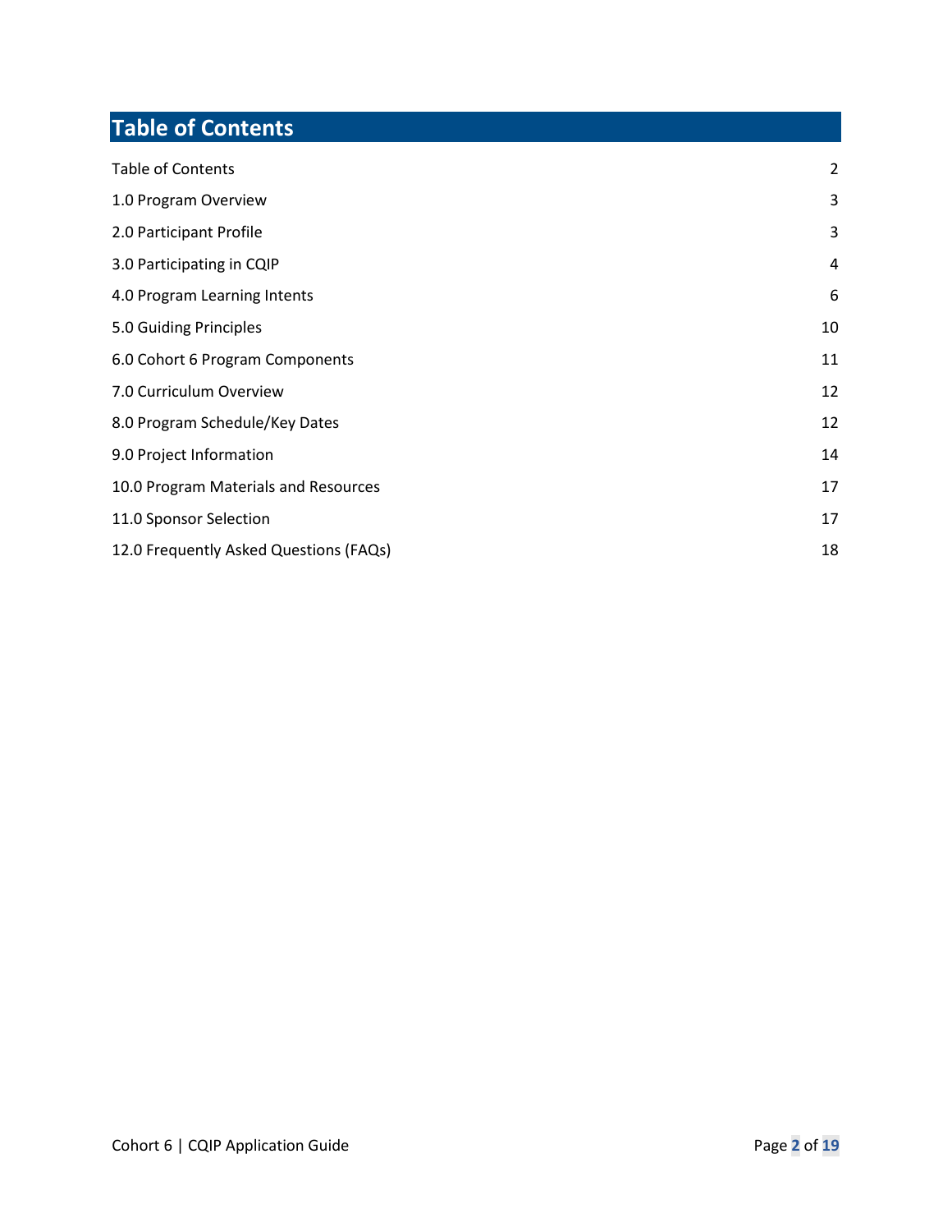# Table of Contents

| | |
|---|---|
| Table of Contents | 2 |
| 1.0 Program Overview | 3 |
| 2.0 Participant Profile | 3 |
| 3.0 Participating in CQIP | 4 |
| 4.0 Program Learning Intents | 6 |
| 5.0 Guiding Principles | 10 |
| 6.0 Cohort 6 Program Components | 11 |
| 7.0 Curriculum Overview | 12 |
| 8.0 Program Schedule/Key Dates | 12 |
| 9.0 Project Information | 14 |
| 10.0 Program Materials and Resources | 17 |
| 11.0 Sponsor Selection | 17 |
| 12.0 Frequently Asked Questions (FAQs) | 18 |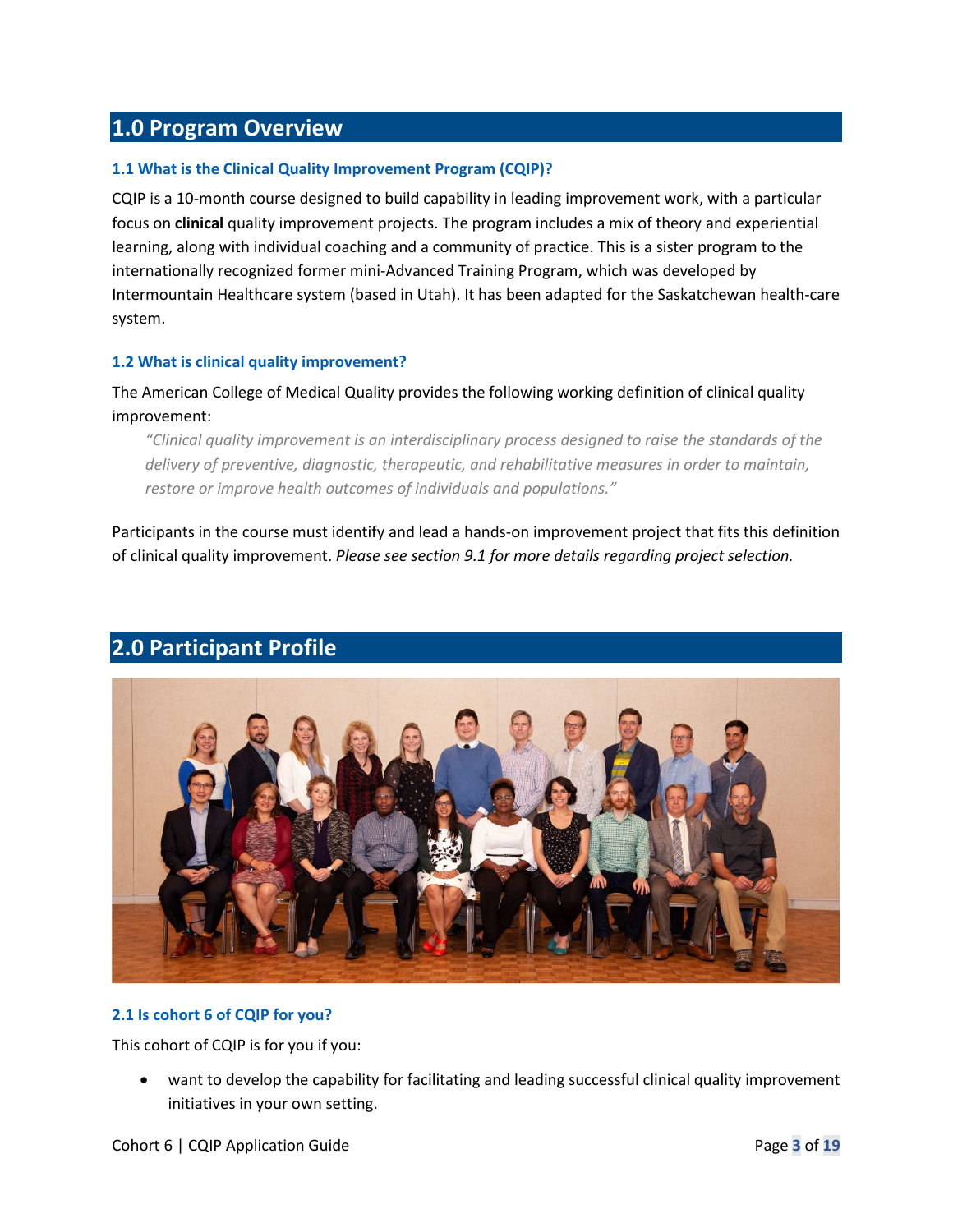# 1.0 Program Overview

### 1.1 What is the Clinical Quality Improvement Program (CQIP)?

CQIP is a 10-month course designed to build capability in leading improvement work, with a particular focus on **clinical** quality improvement projects. The program includes a mix of theory and experiential learning, along with individual coaching and a community of practice. This is a sister program to the internationally recognized former mini-Advanced Training Program, which was developed by Intermountain Healthcare system (based in Utah). It has been adapted for the Saskatchewan health-care system.

### 1.2 What is clinical quality improvement?

The American College of Medical Quality provides the following working definition of clinical quality improvement:

> *"Clinical quality improvement is an interdisciplinary process designed to raise the standards of the delivery of preventive, diagnostic, therapeutic, and rehabilitative measures in order to maintain, restore or improve health outcomes of individuals and populations."*

Participants in the course must identify and lead a hands-on improvement project that fits this definition of clinical quality improvement. *Please see section 9.1 for more details regarding project selection.*

# 2.0 Participant Profile

### 2.1 Is cohort 6 of CQIP for you?

This cohort of CQIP is for you if you:

- want to develop the capability for facilitating and leading successful clinical quality improvement initiatives in your own setting.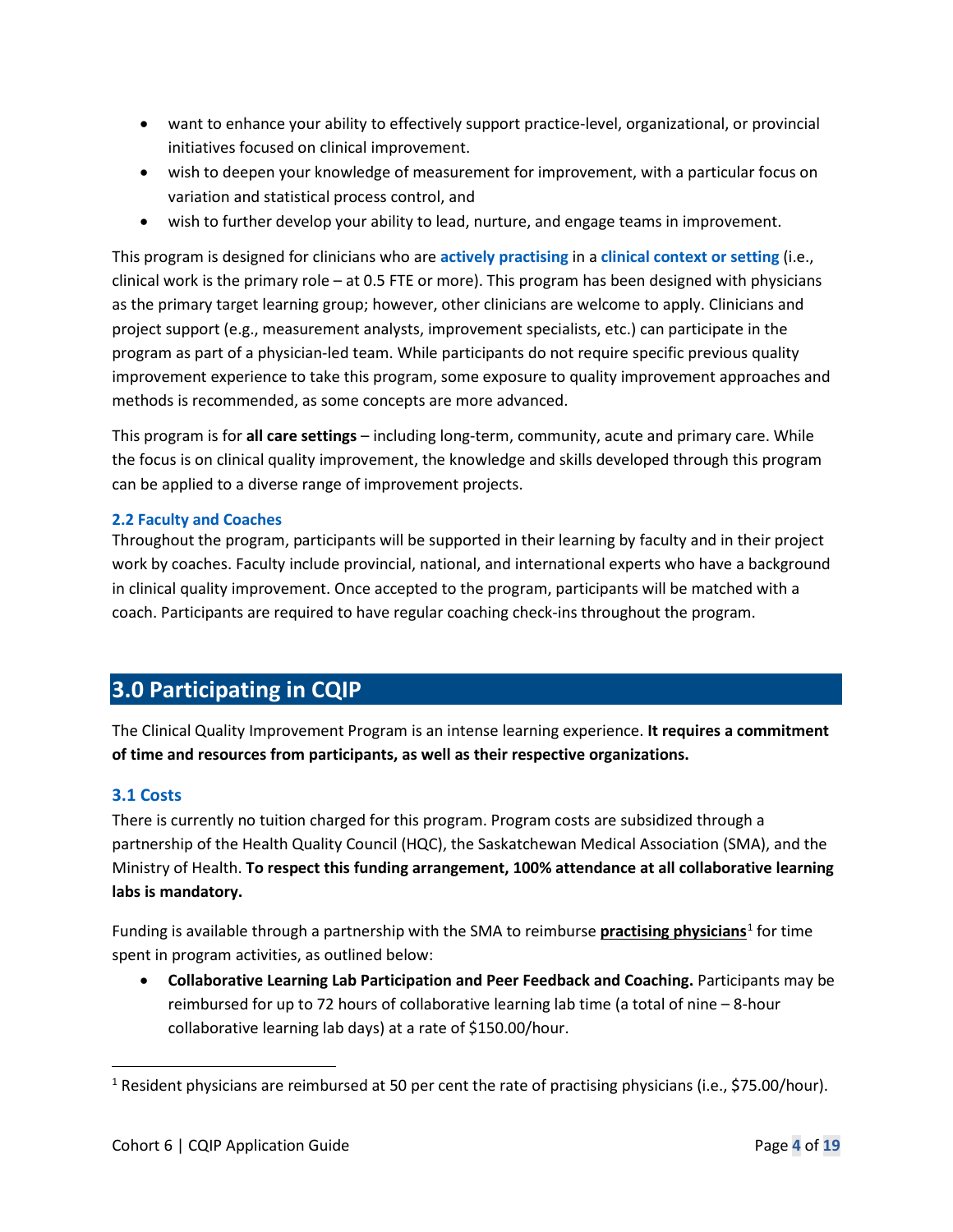- want to enhance your ability to effectively support practice-level, organizational, or provincial initiatives focused on clinical improvement.
- wish to deepen your knowledge of measurement for improvement, with a particular focus on variation and statistical process control, and
- wish to further develop your ability to lead, nurture, and engage teams in improvement.

This program is designed for clinicians who are **actively practising** in a **clinical context or setting** (i.e., clinical work is the primary role – at 0.5 FTE or more). This program has been designed with physicians as the primary target learning group; however, other clinicians are welcome to apply. Clinicians and project support (e.g., measurement analysts, improvement specialists, etc.) can participate in the program as part of a physician-led team. While participants do not require specific previous quality improvement experience to take this program, some exposure to quality improvement approaches and methods is recommended, as some concepts are more advanced.

This program is for **all care settings** – including long-term, community, acute and primary care. While the focus is on clinical quality improvement, the knowledge and skills developed through this program can be applied to a diverse range of improvement projects.

### 2.2 Faculty and Coaches

Throughout the program, participants will be supported in their learning by faculty and in their project work by coaches. Faculty include provincial, national, and international experts who have a background in clinical quality improvement. Once accepted to the program, participants will be matched with a coach. Participants are required to have regular coaching check-ins throughout the program.

## 3.0 Participating in CQIP

The Clinical Quality Improvement Program is an intense learning experience. **It requires a commitment of time and resources from participants, as well as their respective organizations.**

### 3.1 Costs

There is currently no tuition charged for this program. Program costs are subsidized through a partnership of the Health Quality Council (HQC), the Saskatchewan Medical Association (SMA), and the Ministry of Health. **To respect this funding arrangement, 100% attendance at all collaborative learning labs is mandatory.**

Funding is available through a partnership with the SMA to reimburse **practising physicians**[1] for time spent in program activities, as outlined below:

- **Collaborative Learning Lab Participation and Peer Feedback and Coaching.** Participants may be reimbursed for up to 72 hours of collaborative learning lab time (a total of nine – 8-hour collaborative learning lab days) at a rate of $150.00/hour.

[1] Resident physicians are reimbursed at 50 per cent the rate of practising physicians (i.e., $75.00/hour).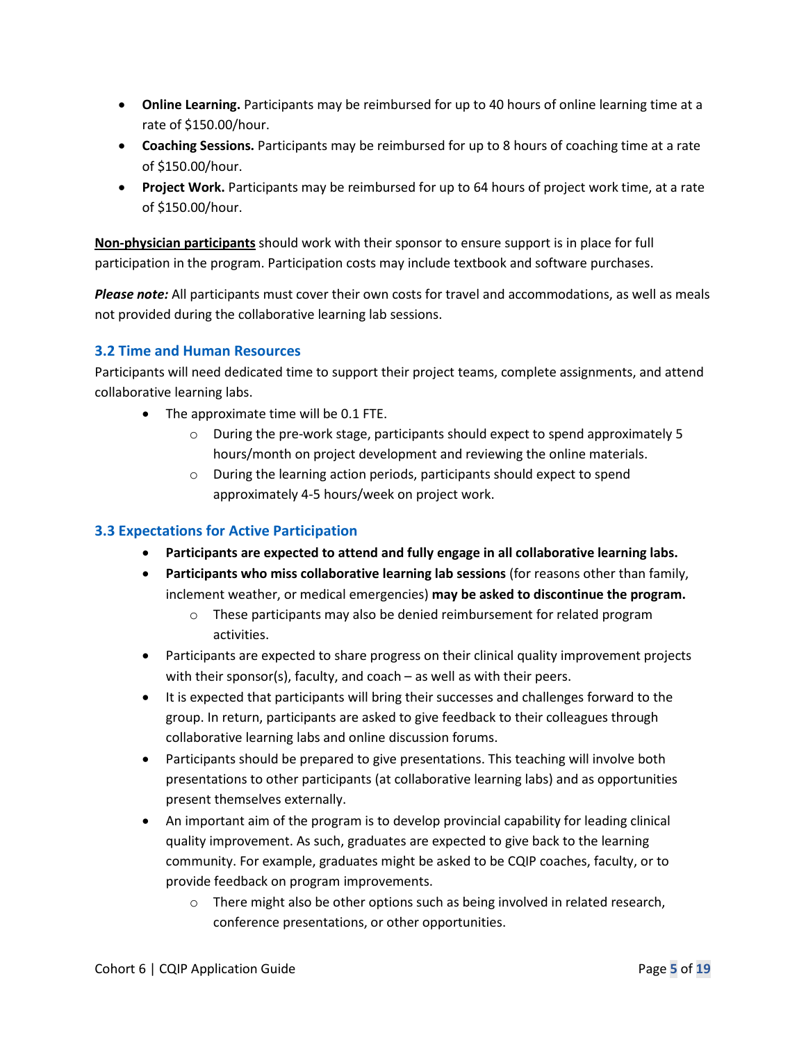- **Online Learning.** Participants may be reimbursed for up to 40 hours of online learning time at a rate of $150.00/hour.
- **Coaching Sessions.** Participants may be reimbursed for up to 8 hours of coaching time at a rate of $150.00/hour.
- **Project Work.** Participants may be reimbursed for up to 64 hours of project work time, at a rate of $150.00/hour.

<u>**Non-physician participants**</u> should work with their sponsor to ensure support is in place for full participation in the program. Participation costs may include textbook and software purchases.

***Please note:*** All participants must cover their own costs for travel and accommodations, as well as meals not provided during the collaborative learning lab sessions.

### 3.2 Time and Human Resources

Participants will need dedicated time to support their project teams, complete assignments, and attend collaborative learning labs.

- The approximate time will be 0.1 FTE.
  - During the pre-work stage, participants should expect to spend approximately 5 hours/month on project development and reviewing the online materials.
  - During the learning action periods, participants should expect to spend approximately 4-5 hours/week on project work.

### 3.3 Expectations for Active Participation

- **Participants are expected to attend and fully engage in all collaborative learning labs.**
- **Participants who miss collaborative learning lab sessions** (for reasons other than family, inclement weather, or medical emergencies) **may be asked to discontinue the program.**
  - These participants may also be denied reimbursement for related program activities.
- Participants are expected to share progress on their clinical quality improvement projects with their sponsor(s), faculty, and coach – as well as with their peers.
- It is expected that participants will bring their successes and challenges forward to the group. In return, participants are asked to give feedback to their colleagues through collaborative learning labs and online discussion forums.
- Participants should be prepared to give presentations. This teaching will involve both presentations to other participants (at collaborative learning labs) and as opportunities present themselves externally.
- An important aim of the program is to develop provincial capability for leading clinical quality improvement. As such, graduates are expected to give back to the learning community. For example, graduates might be asked to be CQIP coaches, faculty, or to provide feedback on program improvements.
  - There might also be other options such as being involved in related research, conference presentations, or other opportunities.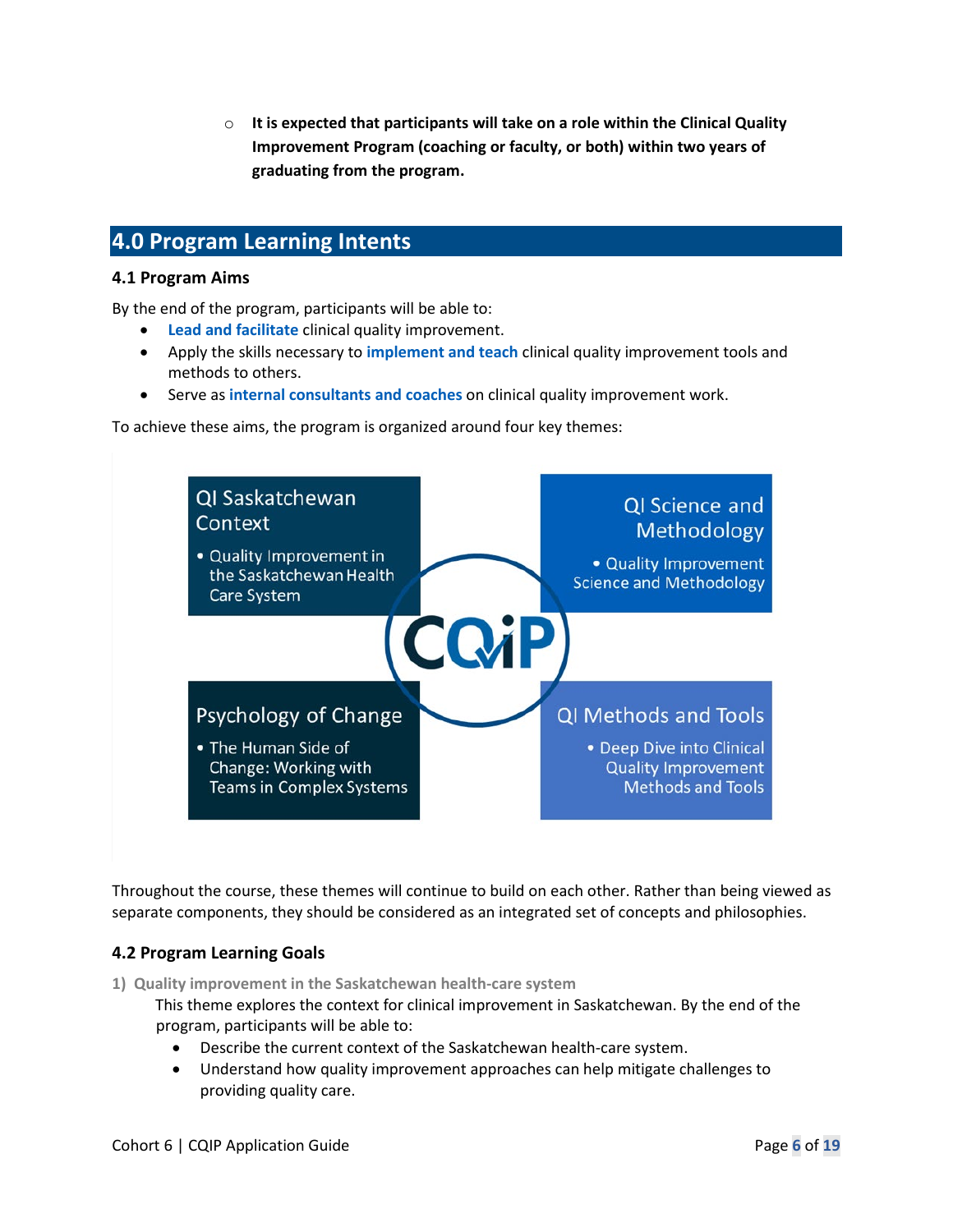- It is expected that participants will take on a role within the Clinical Quality Improvement Program (coaching or faculty, or both) within two years of graduating from the program.

## 4.0 Program Learning Intents

### 4.1 Program Aims

By the end of the program, participants will be able to:

- **Lead and facilitate** clinical quality improvement.
- Apply the skills necessary to **implement and teach** clinical quality improvement tools and methods to others.
- Serve as **internal consultants and coaches** on clinical quality improvement work.

To achieve these aims, the program is organized around four key themes:

**QI Saskatchewan Context**
- Quality Improvement in the Saskatchewan Health Care System

**QI Science and Methodology**
- Quality Improvement Science and Methodology

**Psychology of Change**
- The Human Side of Change: Working with Teams in Complex Systems

**QI Methods and Tools**
- Deep Dive into Clinical Quality Improvement Methods and Tools

CQIP

Throughout the course, these themes will continue to build on each other. Rather than being viewed as separate components, they should be considered as an integrated set of concepts and philosophies.

### 4.2 Program Learning Goals

**1) Quality improvement in the Saskatchewan health-care system**

This theme explores the context for clinical improvement in Saskatchewan. By the end of the program, participants will be able to:

- Describe the current context of the Saskatchewan health-care system.
- Understand how quality improvement approaches can help mitigate challenges to providing quality care.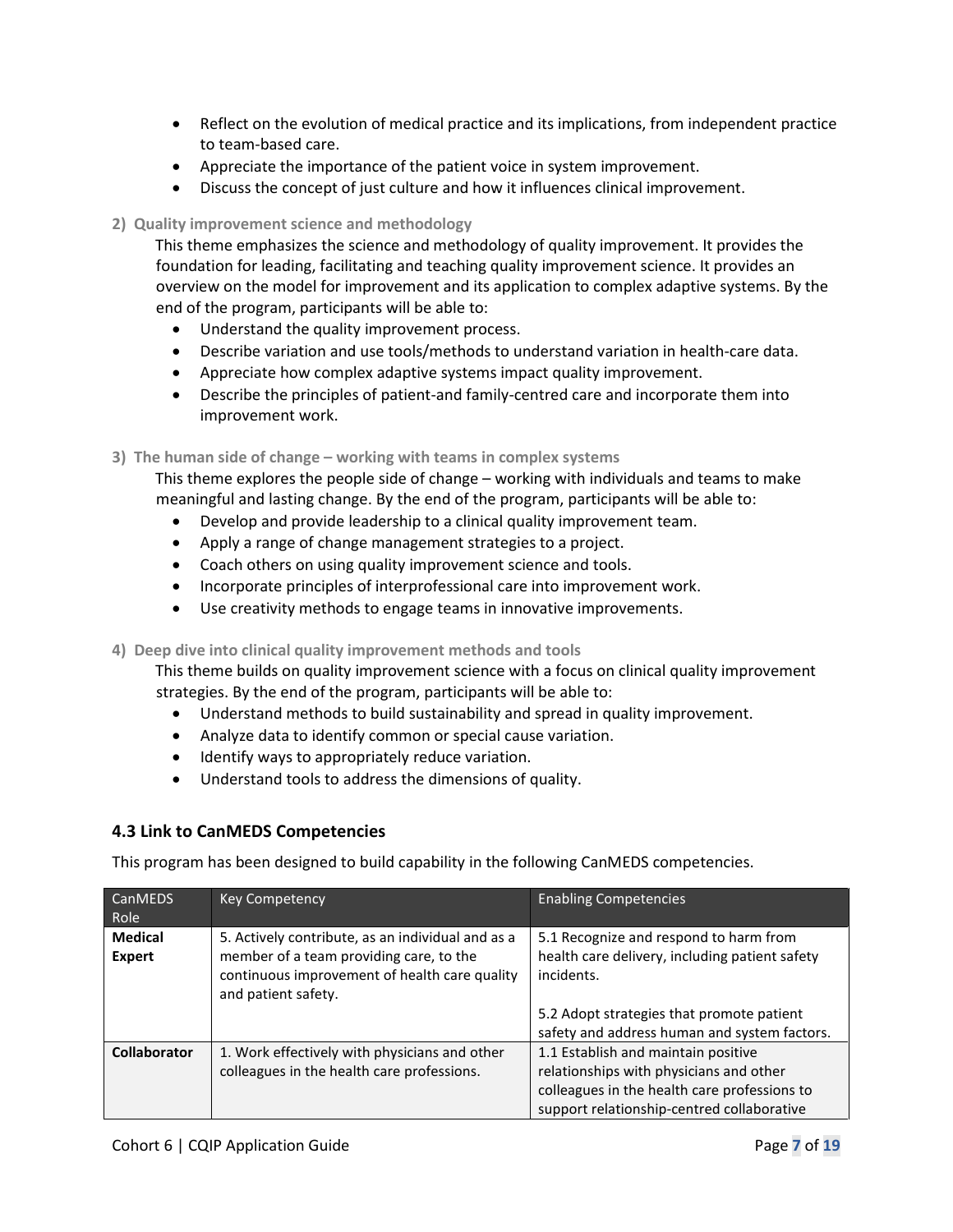- Reflect on the evolution of medical practice and its implications, from independent practice to team-based care.
- Appreciate the importance of the patient voice in system improvement.
- Discuss the concept of just culture and how it influences clinical improvement.

**2) Quality improvement science and methodology**

This theme emphasizes the science and methodology of quality improvement. It provides the foundation for leading, facilitating and teaching quality improvement science. It provides an overview on the model for improvement and its application to complex adaptive systems. By the end of the program, participants will be able to:

- Understand the quality improvement process.
- Describe variation and use tools/methods to understand variation in health-care data.
- Appreciate how complex adaptive systems impact quality improvement.
- Describe the principles of patient-and family-centred care and incorporate them into improvement work.

**3) The human side of change – working with teams in complex systems**

This theme explores the people side of change – working with individuals and teams to make meaningful and lasting change. By the end of the program, participants will be able to:

- Develop and provide leadership to a clinical quality improvement team.
- Apply a range of change management strategies to a project.
- Coach others on using quality improvement science and tools.
- Incorporate principles of interprofessional care into improvement work.
- Use creativity methods to engage teams in innovative improvements.

**4) Deep dive into clinical quality improvement methods and tools**

This theme builds on quality improvement science with a focus on clinical quality improvement strategies. By the end of the program, participants will be able to:

- Understand methods to build sustainability and spread in quality improvement.
- Analyze data to identify common or special cause variation.
- Identify ways to appropriately reduce variation.
- Understand tools to address the dimensions of quality.

### 4.3 Link to CanMEDS Competencies

This program has been designed to build capability in the following CanMEDS competencies.

| CanMEDS Role | Key Competency | Enabling Competencies |
| --- | --- | --- |
| **Medical Expert** | 5. Actively contribute, as an individual and as a member of a team providing care, to the continuous improvement of health care quality and patient safety. | 5.1 Recognize and respond to harm from health care delivery, including patient safety incidents.<br><br>5.2 Adopt strategies that promote patient safety and address human and system factors. |
| **Collaborator** | 1. Work effectively with physicians and other colleagues in the health care professions. | 1.1 Establish and maintain positive relationships with physicians and other colleagues in the health care professions to support relationship-centred collaborative |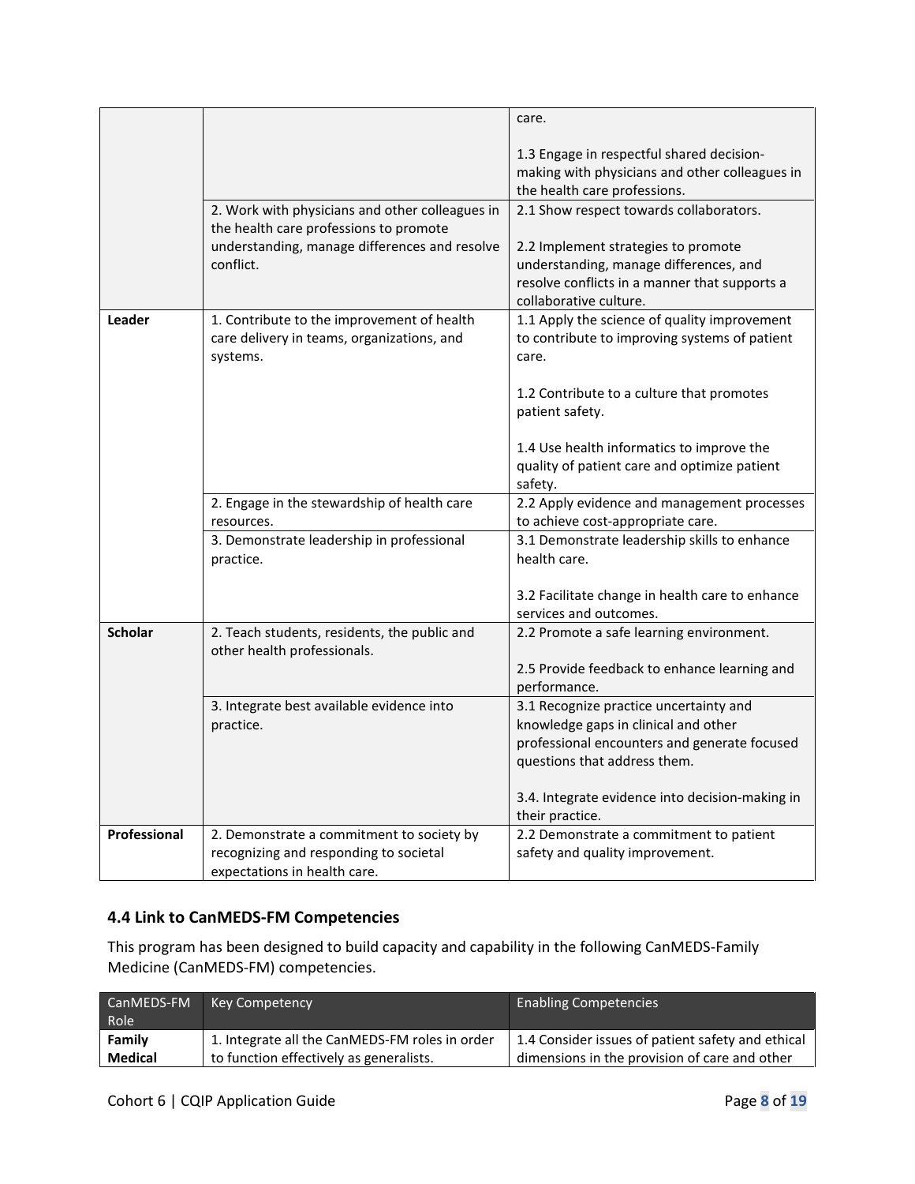| | | care.<br><br>1.3 Engage in respectful shared decision-making with physicians and other colleagues in the health care professions. |
|---|---|---|
| | 2. Work with physicians and other colleagues in the health care professions to promote understanding, manage differences and resolve conflict. | 2.1 Show respect towards collaborators.<br><br>2.2 Implement strategies to promote understanding, manage differences, and resolve conflicts in a manner that supports a collaborative culture. |
| **Leader** | 1. Contribute to the improvement of health care delivery in teams, organizations, and systems. | 1.1 Apply the science of quality improvement to contribute to improving systems of patient care.<br><br>1.2 Contribute to a culture that promotes patient safety.<br><br>1.4 Use health informatics to improve the quality of patient care and optimize patient safety. |
| | 2. Engage in the stewardship of health care resources. | 2.2 Apply evidence and management processes to achieve cost-appropriate care. |
| | 3. Demonstrate leadership in professional practice. | 3.1 Demonstrate leadership skills to enhance health care.<br><br>3.2 Facilitate change in health care to enhance services and outcomes. |
| **Scholar** | 2. Teach students, residents, the public and other health professionals. | 2.2 Promote a safe learning environment.<br><br>2.5 Provide feedback to enhance learning and performance. |
| | 3. Integrate best available evidence into practice. | 3.1 Recognize practice uncertainty and knowledge gaps in clinical and other professional encounters and generate focused questions that address them.<br><br>3.4. Integrate evidence into decision-making in their practice. |
| **Professional** | 2. Demonstrate a commitment to society by recognizing and responding to societal expectations in health care. | 2.2 Demonstrate a commitment to patient safety and quality improvement. |

### 4.4 Link to CanMEDS-FM Competencies

This program has been designed to build capacity and capability in the following CanMEDS-Family Medicine (CanMEDS-FM) competencies.

| CanMEDS-FM Role | Key Competency | Enabling Competencies |
|---|---|---|
| **Family Medical** | 1. Integrate all the CanMEDS-FM roles in order to function effectively as generalists. | 1.4 Consider issues of patient safety and ethical dimensions in the provision of care and other |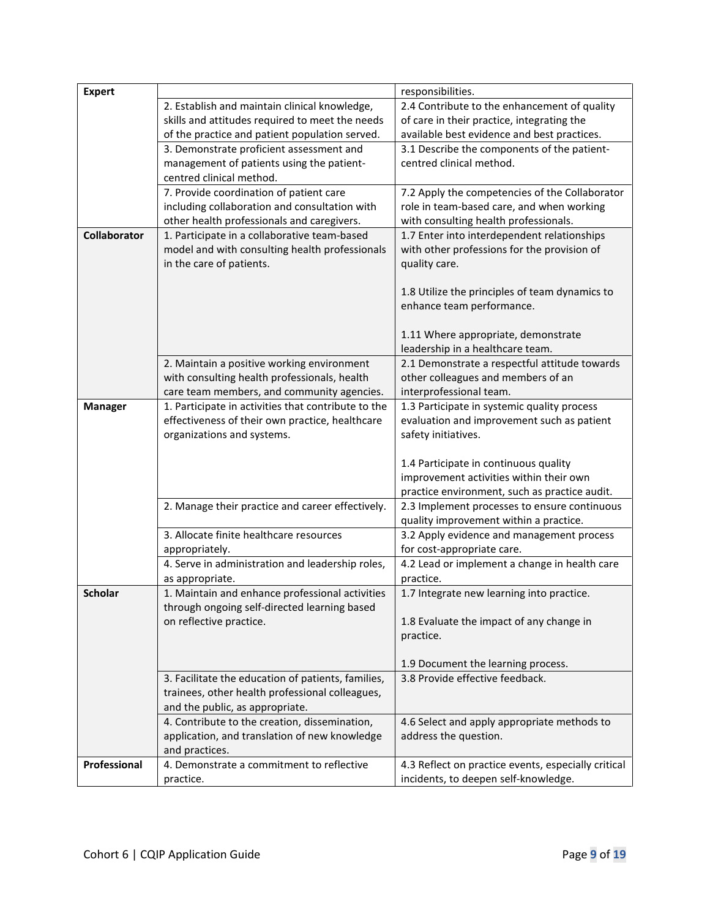| | | |
|---|---|---|
| **Expert** | | responsibilities. |
| | 2. Establish and maintain clinical knowledge, skills and attitudes required to meet the needs of the practice and patient population served. | 2.4 Contribute to the enhancement of quality of care in their practice, integrating the available best evidence and best practices. |
| | 3. Demonstrate proficient assessment and management of patients using the patient-centred clinical method. | 3.1 Describe the components of the patient-centred clinical method. |
| | 7. Provide coordination of patient care including collaboration and consultation with other health professionals and caregivers. | 7.2 Apply the competencies of the Collaborator role in team-based care, and when working with consulting health professionals. |
| **Collaborator** | 1. Participate in a collaborative team-based model and with consulting health professionals in the care of patients. | 1.7 Enter into interdependent relationships with other professions for the provision of quality care.<br><br>1.8 Utilize the principles of team dynamics to enhance team performance.<br><br>1.11 Where appropriate, demonstrate leadership in a healthcare team. |
| | 2. Maintain a positive working environment with consulting health professionals, health care team members, and community agencies. | 2.1 Demonstrate a respectful attitude towards other colleagues and members of an interprofessional team. |
| **Manager** | 1. Participate in activities that contribute to the effectiveness of their own practice, healthcare organizations and systems. | 1.3 Participate in systemic quality process evaluation and improvement such as patient safety initiatives.<br><br>1.4 Participate in continuous quality improvement activities within their own practice environment, such as practice audit. |
| | 2. Manage their practice and career effectively. | 2.3 Implement processes to ensure continuous quality improvement within a practice. |
| | 3. Allocate finite healthcare resources appropriately. | 3.2 Apply evidence and management process for cost-appropriate care. |
| | 4. Serve in administration and leadership roles, as appropriate. | 4.2 Lead or implement a change in health care practice. |
| **Scholar** | 1. Maintain and enhance professional activities through ongoing self-directed learning based on reflective practice. | 1.7 Integrate new learning into practice.<br><br>1.8 Evaluate the impact of any change in practice.<br><br>1.9 Document the learning process. |
| | 3. Facilitate the education of patients, families, trainees, other health professional colleagues, and the public, as appropriate. | 3.8 Provide effective feedback. |
| | 4. Contribute to the creation, dissemination, application, and translation of new knowledge and practices. | 4.6 Select and apply appropriate methods to address the question. |
| **Professional** | 4. Demonstrate a commitment to reflective practice. | 4.3 Reflect on practice events, especially critical incidents, to deepen self-knowledge. |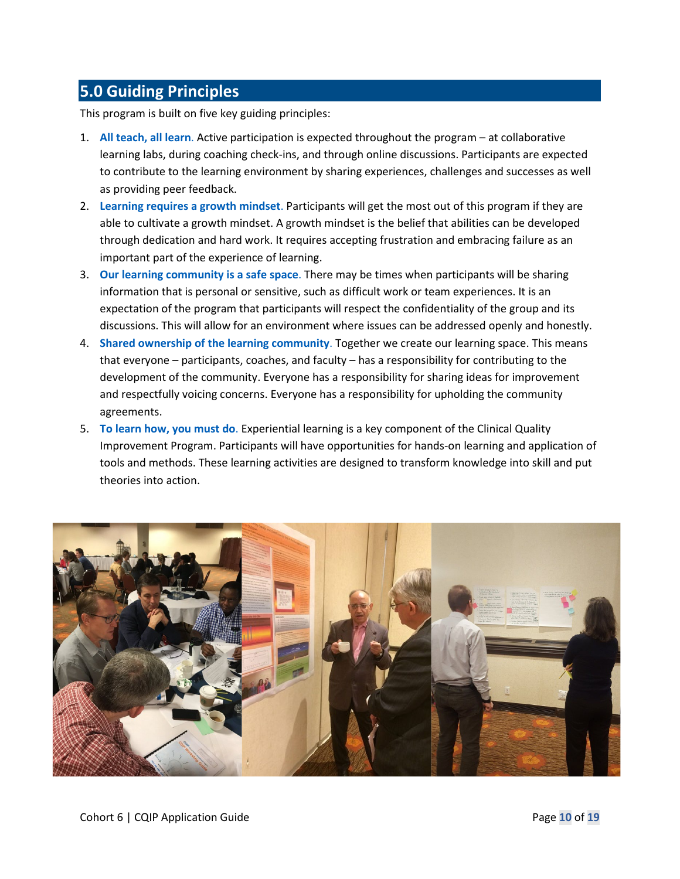## 5.0 Guiding Principles

This program is built on five key guiding principles:

1. **All teach, all learn.** Active participation is expected throughout the program – at collaborative learning labs, during coaching check-ins, and through online discussions. Participants are expected to contribute to the learning environment by sharing experiences, challenges and successes as well as providing peer feedback.
2. **Learning requires a growth mindset.** Participants will get the most out of this program if they are able to cultivate a growth mindset. A growth mindset is the belief that abilities can be developed through dedication and hard work. It requires accepting frustration and embracing failure as an important part of the experience of learning.
3. **Our learning community is a safe space.** There may be times when participants will be sharing information that is personal or sensitive, such as difficult work or team experiences. It is an expectation of the program that participants will respect the confidentiality of the group and its discussions. This will allow for an environment where issues can be addressed openly and honestly.
4. **Shared ownership of the learning community.** Together we create our learning space. This means that everyone – participants, coaches, and faculty – has a responsibility for contributing to the development of the community. Everyone has a responsibility for sharing ideas for improvement and respectfully voicing concerns. Everyone has a responsibility for upholding the community agreements.
5. **To learn how, you must do.** Experiential learning is a key component of the Clinical Quality Improvement Program. Participants will have opportunities for hands-on learning and application of tools and methods. These learning activities are designed to transform knowledge into skill and put theories into action.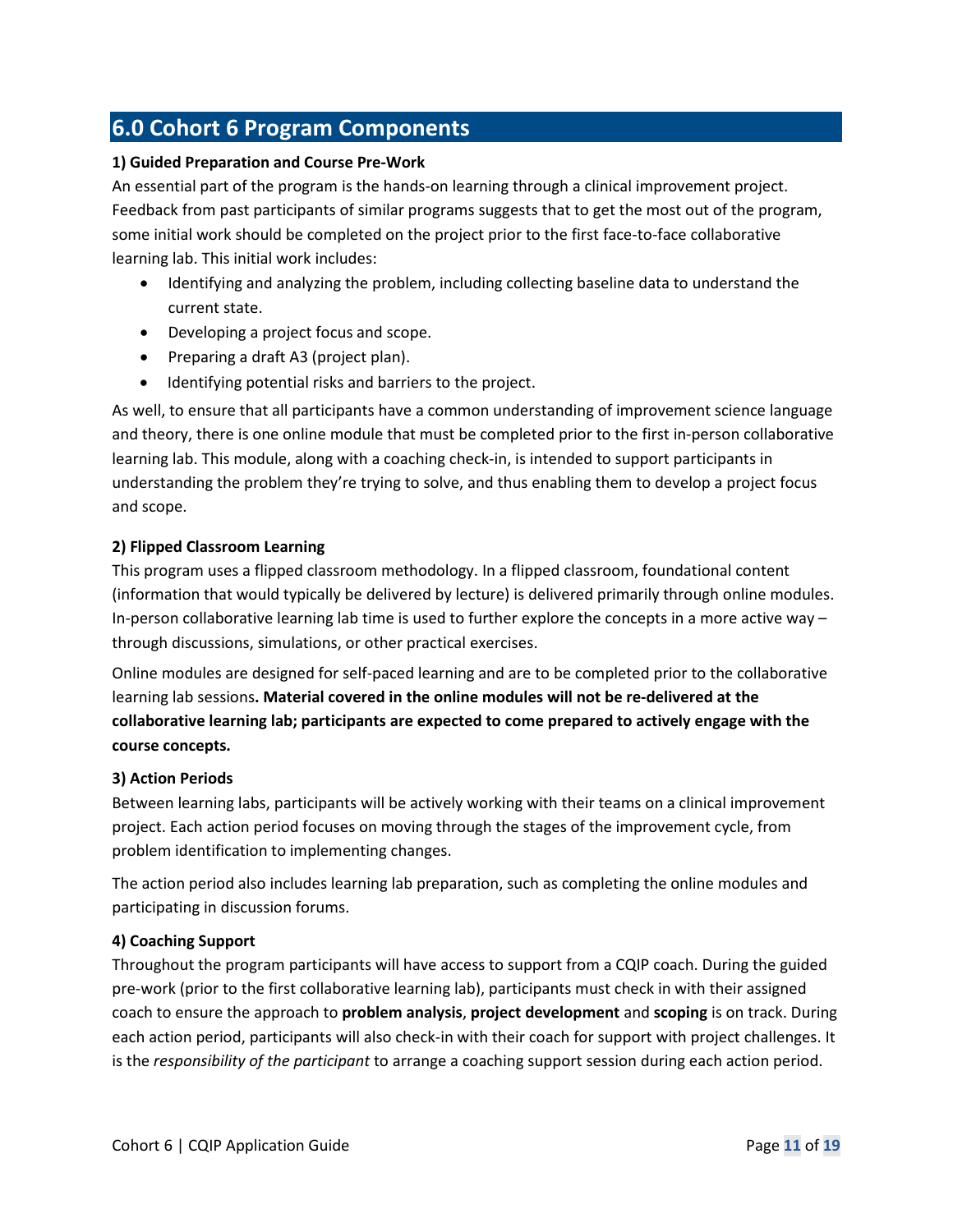## 6.0 Cohort 6 Program Components

**1) Guided Preparation and Course Pre-Work**

An essential part of the program is the hands-on learning through a clinical improvement project. Feedback from past participants of similar programs suggests that to get the most out of the program, some initial work should be completed on the project prior to the first face-to-face collaborative learning lab. This initial work includes:

- Identifying and analyzing the problem, including collecting baseline data to understand the current state.
- Developing a project focus and scope.
- Preparing a draft A3 (project plan).
- Identifying potential risks and barriers to the project.

As well, to ensure that all participants have a common understanding of improvement science language and theory, there is one online module that must be completed prior to the first in-person collaborative learning lab. This module, along with a coaching check-in, is intended to support participants in understanding the problem they're trying to solve, and thus enabling them to develop a project focus and scope.

**2) Flipped Classroom Learning**

This program uses a flipped classroom methodology. In a flipped classroom, foundational content (information that would typically be delivered by lecture) is delivered primarily through online modules. In-person collaborative learning lab time is used to further explore the concepts in a more active way – through discussions, simulations, or other practical exercises.

Online modules are designed for self-paced learning and are to be completed prior to the collaborative learning lab sessions**. Material covered in the online modules will not be re-delivered at the collaborative learning lab; participants are expected to come prepared to actively engage with the course concepts.**

**3) Action Periods**

Between learning labs, participants will be actively working with their teams on a clinical improvement project. Each action period focuses on moving through the stages of the improvement cycle, from problem identification to implementing changes.

The action period also includes learning lab preparation, such as completing the online modules and participating in discussion forums.

**4) Coaching Support**

Throughout the program participants will have access to support from a CQIP coach. During the guided pre-work (prior to the first collaborative learning lab), participants must check in with their assigned coach to ensure the approach to **problem analysis**, **project development** and **scoping** is on track. During each action period, participants will also check-in with their coach for support with project challenges. It is the *responsibility of the participant* to arrange a coaching support session during each action period.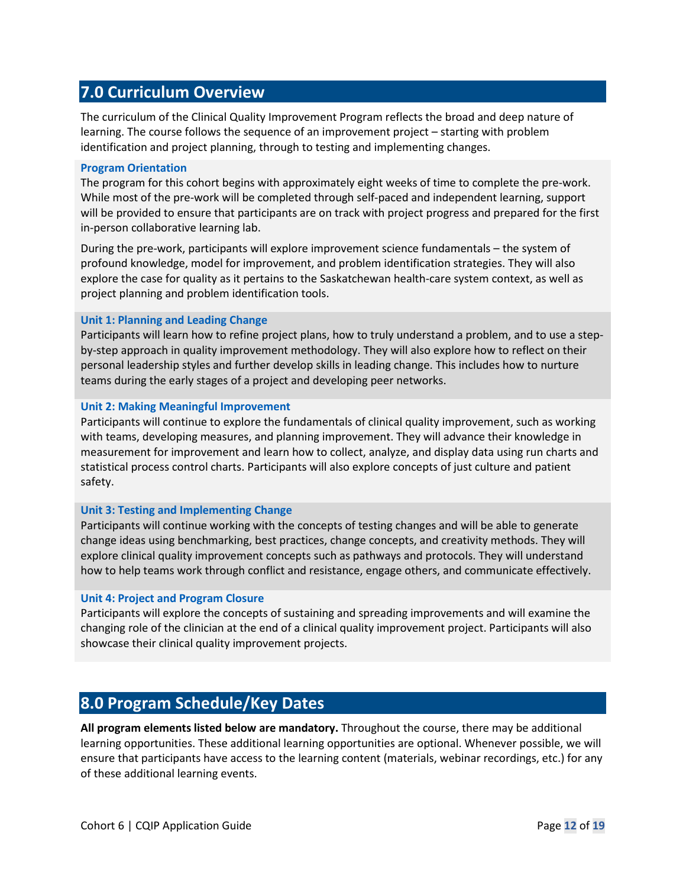## 7.0 Curriculum Overview

The curriculum of the Clinical Quality Improvement Program reflects the broad and deep nature of learning. The course follows the sequence of an improvement project – starting with problem identification and project planning, through to testing and implementing changes.

### Program Orientation

The program for this cohort begins with approximately eight weeks of time to complete the pre-work. While most of the pre-work will be completed through self-paced and independent learning, support will be provided to ensure that participants are on track with project progress and prepared for the first in-person collaborative learning lab.

During the pre-work, participants will explore improvement science fundamentals – the system of profound knowledge, model for improvement, and problem identification strategies. They will also explore the case for quality as it pertains to the Saskatchewan health-care system context, as well as project planning and problem identification tools.

### Unit 1: Planning and Leading Change

Participants will learn how to refine project plans, how to truly understand a problem, and to use a step-by-step approach in quality improvement methodology. They will also explore how to reflect on their personal leadership styles and further develop skills in leading change. This includes how to nurture teams during the early stages of a project and developing peer networks.

### Unit 2: Making Meaningful Improvement

Participants will continue to explore the fundamentals of clinical quality improvement, such as working with teams, developing measures, and planning improvement. They will advance their knowledge in measurement for improvement and learn how to collect, analyze, and display data using run charts and statistical process control charts. Participants will also explore concepts of just culture and patient safety.

### Unit 3: Testing and Implementing Change

Participants will continue working with the concepts of testing changes and will be able to generate change ideas using benchmarking, best practices, change concepts, and creativity methods. They will explore clinical quality improvement concepts such as pathways and protocols. They will understand how to help teams work through conflict and resistance, engage others, and communicate effectively.

### Unit 4: Project and Program Closure

Participants will explore the concepts of sustaining and spreading improvements and will examine the changing role of the clinician at the end of a clinical quality improvement project. Participants will also showcase their clinical quality improvement projects.

## 8.0 Program Schedule/Key Dates

**All program elements listed below are mandatory.** Throughout the course, there may be additional learning opportunities. These additional learning opportunities are optional. Whenever possible, we will ensure that participants have access to the learning content (materials, webinar recordings, etc.) for any of these additional learning events.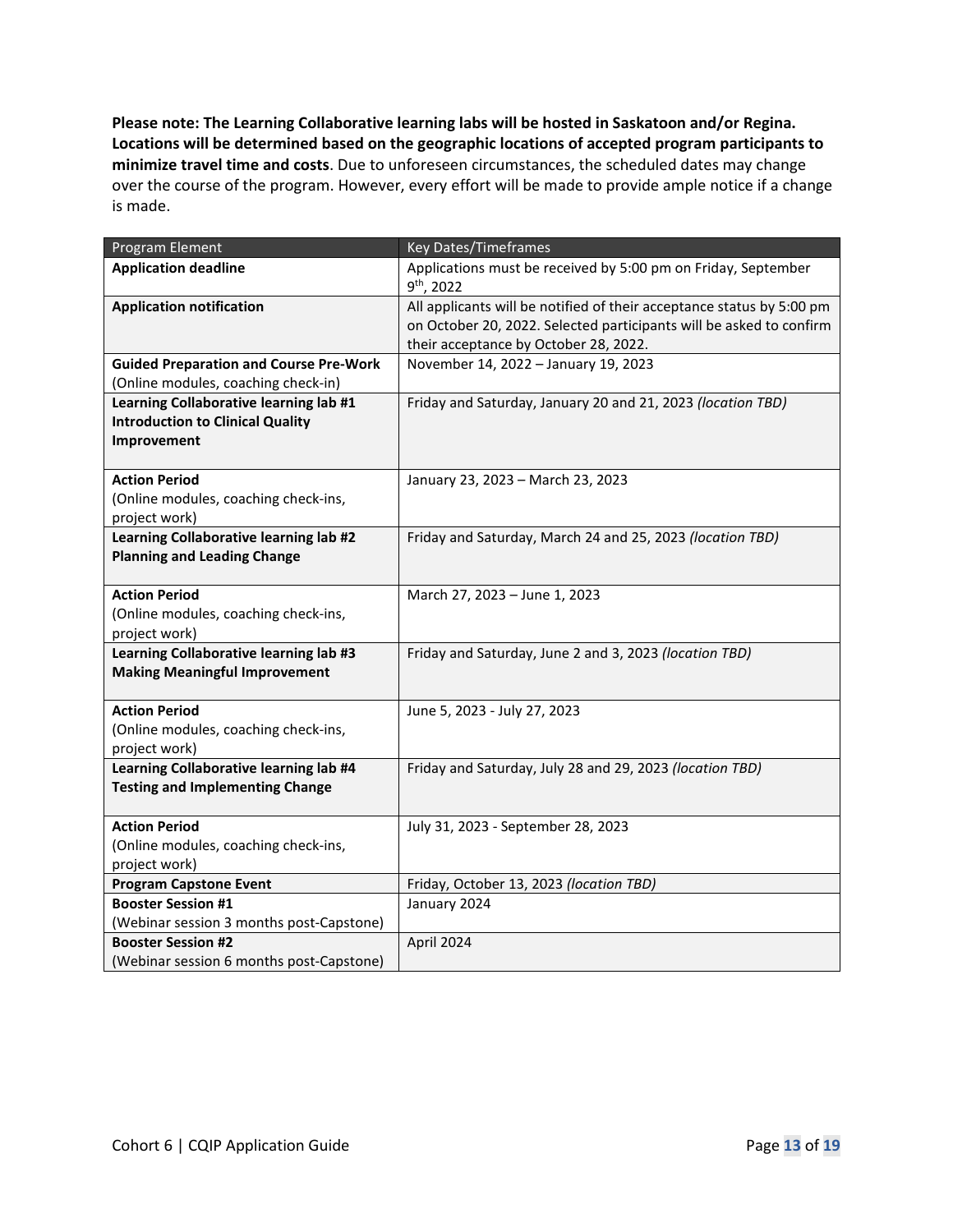**Please note: The Learning Collaborative learning labs will be hosted in Saskatoon and/or Regina. Locations will be determined based on the geographic locations of accepted program participants to minimize travel time and costs**. Due to unforeseen circumstances, the scheduled dates may change over the course of the program. However, every effort will be made to provide ample notice if a change is made.

| Program Element | Key Dates/Timeframes |
| --- | --- |
| **Application deadline** | Applications must be received by 5:00 pm on Friday, September 9th, 2022 |
| **Application notification** | All applicants will be notified of their acceptance status by 5:00 pm on October 20, 2022. Selected participants will be asked to confirm their acceptance by October 28, 2022. |
| **Guided Preparation and Course Pre-Work** (Online modules, coaching check-in) | November 14, 2022 – January 19, 2023 |
| **Learning Collaborative learning lab #1 Introduction to Clinical Quality Improvement** | Friday and Saturday, January 20 and 21, 2023 *(location TBD)* |
| **Action Period** (Online modules, coaching check-ins, project work) | January 23, 2023 – March 23, 2023 |
| **Learning Collaborative learning lab #2 Planning and Leading Change** | Friday and Saturday, March 24 and 25, 2023 *(location TBD)* |
| **Action Period** (Online modules, coaching check-ins, project work) | March 27, 2023 – June 1, 2023 |
| **Learning Collaborative learning lab #3 Making Meaningful Improvement** | Friday and Saturday, June 2 and 3, 2023 *(location TBD)* |
| **Action Period** (Online modules, coaching check-ins, project work) | June 5, 2023 - July 27, 2023 |
| **Learning Collaborative learning lab #4 Testing and Implementing Change** | Friday and Saturday, July 28 and 29, 2023 *(location TBD)* |
| **Action Period** (Online modules, coaching check-ins, project work) | July 31, 2023 - September 28, 2023 |
| **Program Capstone Event** | Friday, October 13, 2023 *(location TBD)* |
| **Booster Session #1** (Webinar session 3 months post-Capstone) | January 2024 |
| **Booster Session #2** (Webinar session 6 months post-Capstone) | April 2024 |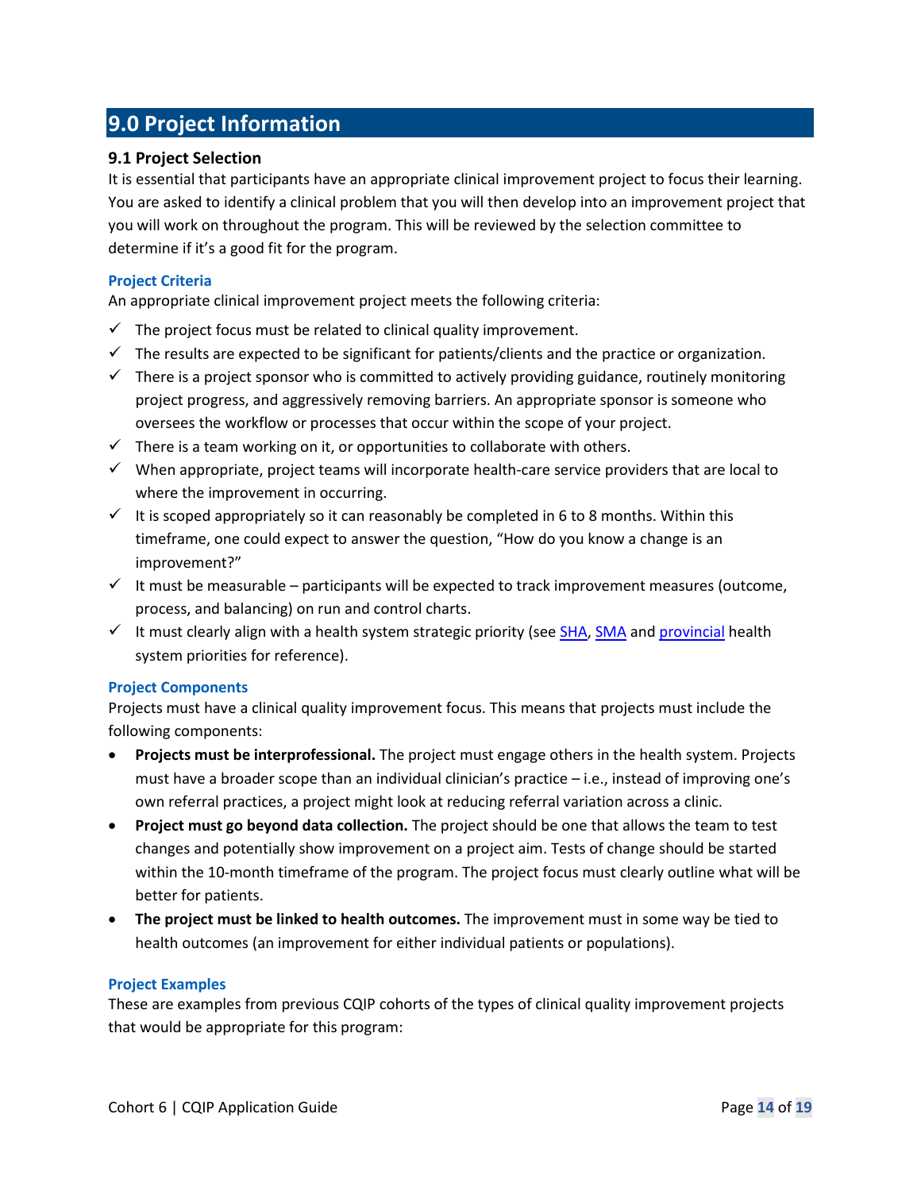## 9.0 Project Information

### 9.1 Project Selection

It is essential that participants have an appropriate clinical improvement project to focus their learning. You are asked to identify a clinical problem that you will then develop into an improvement project that you will work on throughout the program. This will be reviewed by the selection committee to determine if it's a good fit for the program.

#### Project Criteria

An appropriate clinical improvement project meets the following criteria:

- ✓ The project focus must be related to clinical quality improvement.
- ✓ The results are expected to be significant for patients/clients and the practice or organization.
- ✓ There is a project sponsor who is committed to actively providing guidance, routinely monitoring project progress, and aggressively removing barriers. An appropriate sponsor is someone who oversees the workflow or processes that occur within the scope of your project.
- ✓ There is a team working on it, or opportunities to collaborate with others.
- ✓ When appropriate, project teams will incorporate health-care service providers that are local to where the improvement in occurring.
- ✓ It is scoped appropriately so it can reasonably be completed in 6 to 8 months. Within this timeframe, one could expect to answer the question, "How do you know a change is an improvement?"
- ✓ It must be measurable – participants will be expected to track improvement measures (outcome, process, and balancing) on run and control charts.
- ✓ It must clearly align with a health system strategic priority (see SHA, SMA and provincial health system priorities for reference).

#### Project Components

Projects must have a clinical quality improvement focus. This means that projects must include the following components:

- **Projects must be interprofessional.** The project must engage others in the health system. Projects must have a broader scope than an individual clinician's practice – i.e., instead of improving one's own referral practices, a project might look at reducing referral variation across a clinic.
- **Project must go beyond data collection.** The project should be one that allows the team to test changes and potentially show improvement on a project aim. Tests of change should be started within the 10-month timeframe of the program. The project focus must clearly outline what will be better for patients.
- **The project must be linked to health outcomes.** The improvement must in some way be tied to health outcomes (an improvement for either individual patients or populations).

#### Project Examples

These are examples from previous CQIP cohorts of the types of clinical quality improvement projects that would be appropriate for this program: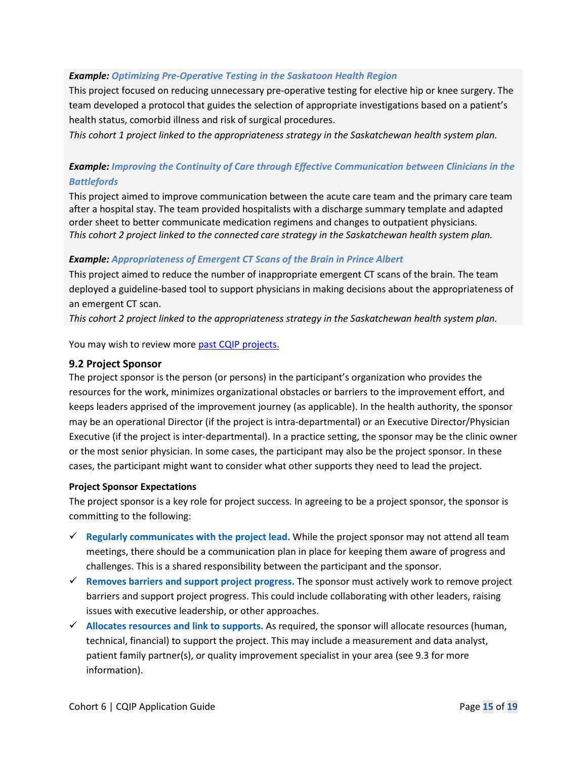***Example:*** ***Optimizing Pre-Operative Testing in the Saskatoon Health Region***
This project focused on reducing unnecessary pre-operative testing for elective hip or knee surgery. The team developed a protocol that guides the selection of appropriate investigations based on a patient's health status, comorbid illness and risk of surgical procedures.
*This cohort 1 project linked to the appropriateness strategy in the Saskatchewan health system plan.*

***Example:*** ***Improving the Continuity of Care through Effective Communication between Clinicians in the Battlefords***
This project aimed to improve communication between the acute care team and the primary care team after a hospital stay. The team provided hospitalists with a discharge summary template and adapted order sheet to better communicate medication regimens and changes to outpatient physicians.
*This cohort 2 project linked to the connected care strategy in the Saskatchewan health system plan.*

***Example:*** ***Appropriateness of Emergent CT Scans of the Brain in Prince Albert***
This project aimed to reduce the number of inappropriate emergent CT scans of the brain. The team deployed a guideline-based tool to support physicians in making decisions about the appropriateness of an emergent CT scan.
*This cohort 2 project linked to the appropriateness strategy in the Saskatchewan health system plan.*

You may wish to review more past CQIP projects.

### 9.2 Project Sponsor

The project sponsor is the person (or persons) in the participant's organization who provides the resources for the work, minimizes organizational obstacles or barriers to the improvement effort, and keeps leaders apprised of the improvement journey (as applicable). In the health authority, the sponsor may be an operational Director (if the project is intra-departmental) or an Executive Director/Physician Executive (if the project is inter-departmental). In a practice setting, the sponsor may be the clinic owner or the most senior physician. In some cases, the participant may also be the project sponsor. In these cases, the participant might want to consider what other supports they need to lead the project.

**Project Sponsor Expectations**

The project sponsor is a key role for project success. In agreeing to be a project sponsor, the sponsor is committing to the following:

- ✓ **Regularly communicates with the project lead.** While the project sponsor may not attend all team meetings, there should be a communication plan in place for keeping them aware of progress and challenges. This is a shared responsibility between the participant and the sponsor.
- ✓ **Removes barriers and support project progress.** The sponsor must actively work to remove project barriers and support project progress. This could include collaborating with other leaders, raising issues with executive leadership, or other approaches.
- ✓ **Allocates resources and link to supports.** As required, the sponsor will allocate resources (human, technical, financial) to support the project. This may include a measurement and data analyst, patient family partner(s), or quality improvement specialist in your area (see 9.3 for more information).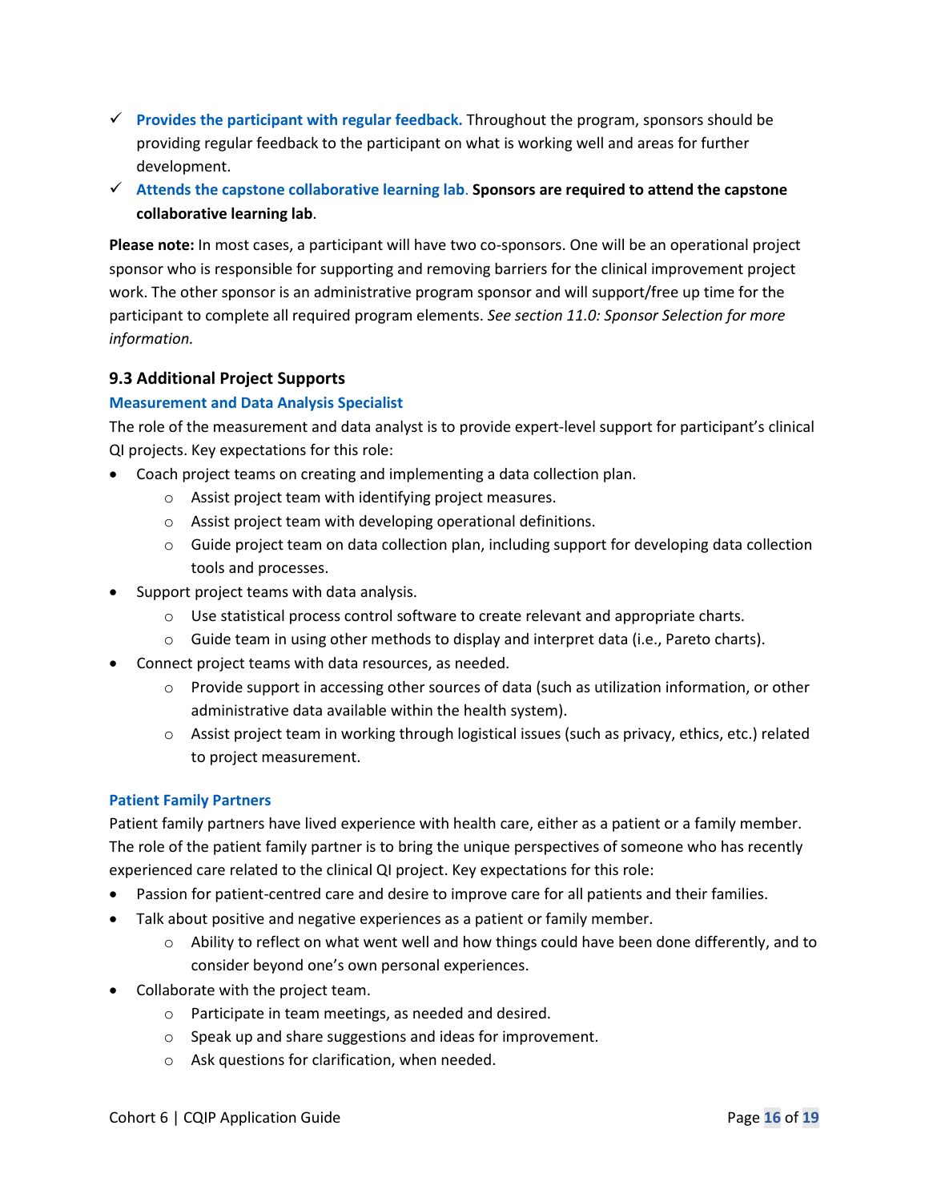- ✓ **Provides the participant with regular feedback.** Throughout the program, sponsors should be providing regular feedback to the participant on what is working well and areas for further development.
- ✓ **Attends the capstone collaborative learning lab**. **Sponsors are required to attend the capstone collaborative learning lab**.

**Please note:** In most cases, a participant will have two co-sponsors. One will be an operational project sponsor who is responsible for supporting and removing barriers for the clinical improvement project work. The other sponsor is an administrative program sponsor and will support/free up time for the participant to complete all required program elements. *See section 11.0: Sponsor Selection for more information.*

### 9.3 Additional Project Supports

#### Measurement and Data Analysis Specialist

The role of the measurement and data analyst is to provide expert-level support for participant's clinical QI projects. Key expectations for this role:

- Coach project teams on creating and implementing a data collection plan.
  - Assist project team with identifying project measures.
  - Assist project team with developing operational definitions.
  - Guide project team on data collection plan, including support for developing data collection tools and processes.
- Support project teams with data analysis.
  - Use statistical process control software to create relevant and appropriate charts.
  - Guide team in using other methods to display and interpret data (i.e., Pareto charts).
- Connect project teams with data resources, as needed.
  - Provide support in accessing other sources of data (such as utilization information, or other administrative data available within the health system).
  - Assist project team in working through logistical issues (such as privacy, ethics, etc.) related to project measurement.

#### Patient Family Partners

Patient family partners have lived experience with health care, either as a patient or a family member. The role of the patient family partner is to bring the unique perspectives of someone who has recently experienced care related to the clinical QI project. Key expectations for this role:

- Passion for patient-centred care and desire to improve care for all patients and their families.
- Talk about positive and negative experiences as a patient or family member.
  - Ability to reflect on what went well and how things could have been done differently, and to consider beyond one's own personal experiences.
- Collaborate with the project team.
  - Participate in team meetings, as needed and desired.
  - Speak up and share suggestions and ideas for improvement.
  - Ask questions for clarification, when needed.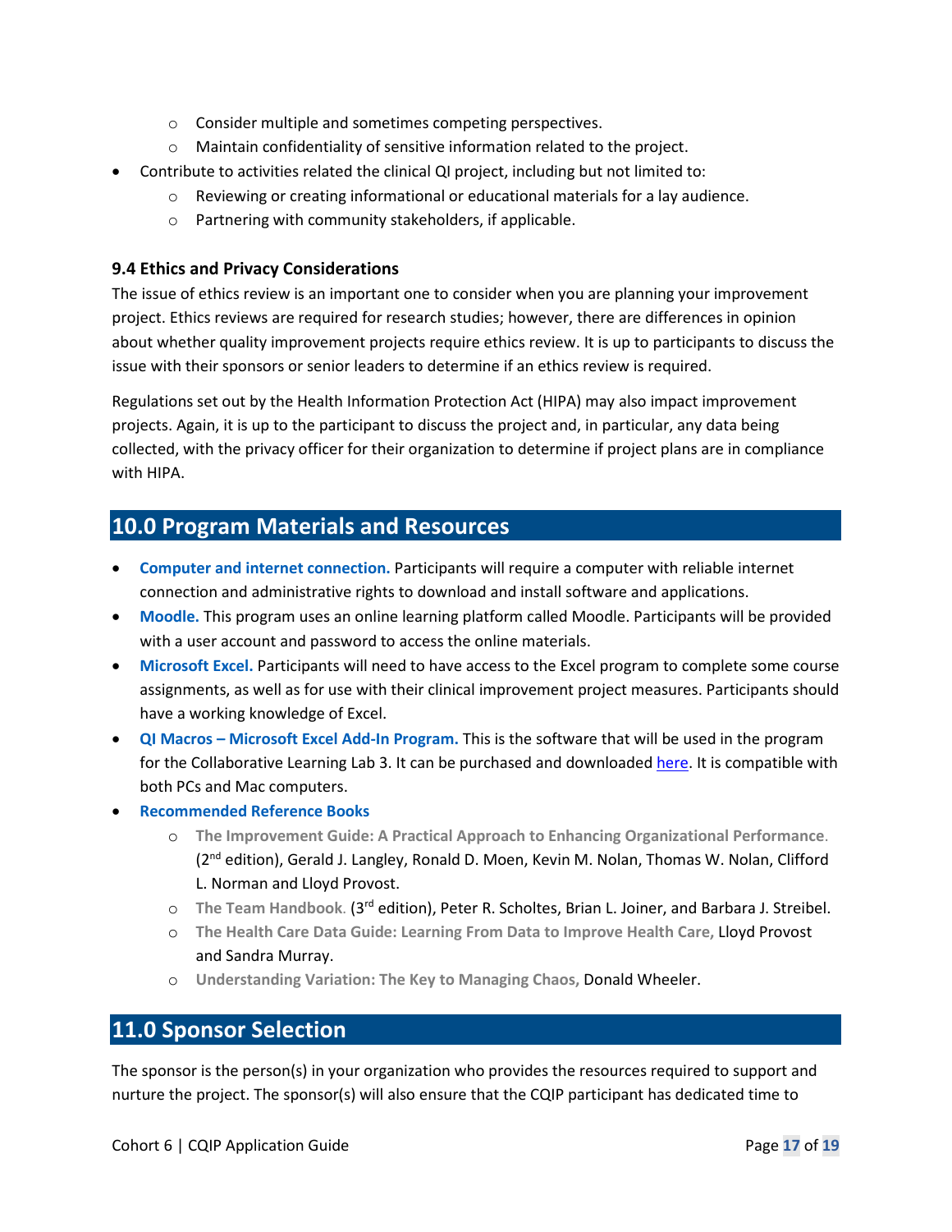- Consider multiple and sometimes competing perspectives.
    - Maintain confidentiality of sensitive information related to the project.
- Contribute to activities related the clinical QI project, including but not limited to:
    - Reviewing or creating informational or educational materials for a lay audience.
    - Partnering with community stakeholders, if applicable.

### 9.4 Ethics and Privacy Considerations

The issue of ethics review is an important one to consider when you are planning your improvement project. Ethics reviews are required for research studies; however, there are differences in opinion about whether quality improvement projects require ethics review. It is up to participants to discuss the issue with their sponsors or senior leaders to determine if an ethics review is required.

Regulations set out by the Health Information Protection Act (HIPA) may also impact improvement projects. Again, it is up to the participant to discuss the project and, in particular, any data being collected, with the privacy officer for their organization to determine if project plans are in compliance with HIPA.

## 10.0 Program Materials and Resources

- **Computer and internet connection.** Participants will require a computer with reliable internet connection and administrative rights to download and install software and applications.
- **Moodle.** This program uses an online learning platform called Moodle. Participants will be provided with a user account and password to access the online materials.
- **Microsoft Excel.** Participants will need to have access to the Excel program to complete some course assignments, as well as for use with their clinical improvement project measures. Participants should have a working knowledge of Excel.
- **QI Macros – Microsoft Excel Add-In Program.** This is the software that will be used in the program for the Collaborative Learning Lab 3. It can be purchased and downloaded here. It is compatible with both PCs and Mac computers.
- **Recommended Reference Books**
    - **The Improvement Guide: A Practical Approach to Enhancing Organizational Performance**. (2nd edition), Gerald J. Langley, Ronald D. Moen, Kevin M. Nolan, Thomas W. Nolan, Clifford L. Norman and Lloyd Provost.
    - **The Team Handbook**. (3rd edition), Peter R. Scholtes, Brian L. Joiner, and Barbara J. Streibel.
    - **The Health Care Data Guide: Learning From Data to Improve Health Care,** Lloyd Provost and Sandra Murray.
    - **Understanding Variation: The Key to Managing Chaos,** Donald Wheeler.

## 11.0 Sponsor Selection

The sponsor is the person(s) in your organization who provides the resources required to support and nurture the project. The sponsor(s) will also ensure that the CQIP participant has dedicated time to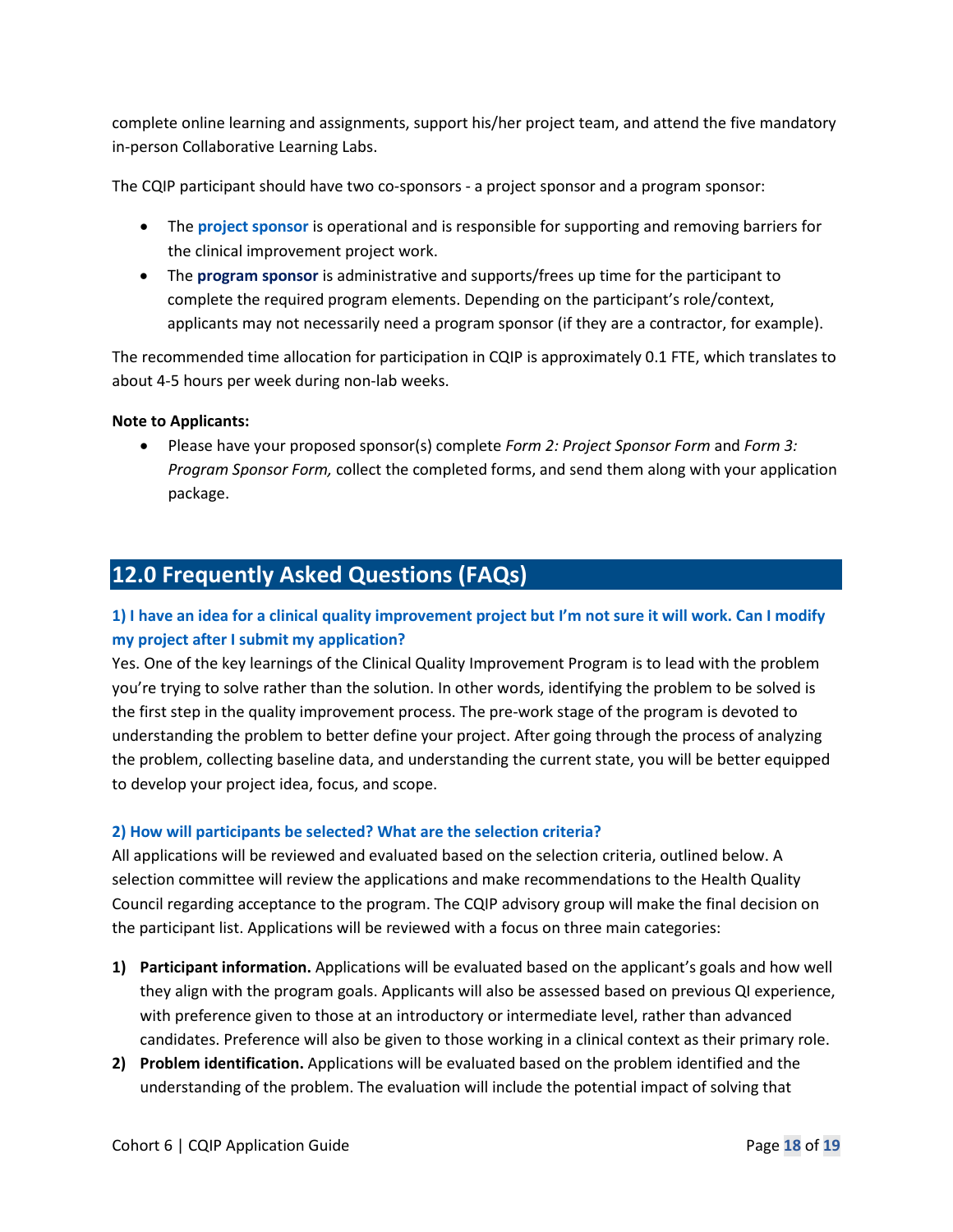complete online learning and assignments, support his/her project team, and attend the five mandatory in-person Collaborative Learning Labs.

The CQIP participant should have two co-sponsors - a project sponsor and a program sponsor:

- The **project sponsor** is operational and is responsible for supporting and removing barriers for the clinical improvement project work.
- The **program sponsor** is administrative and supports/frees up time for the participant to complete the required program elements. Depending on the participant's role/context, applicants may not necessarily need a program sponsor (if they are a contractor, for example).

The recommended time allocation for participation in CQIP is approximately 0.1 FTE, which translates to about 4-5 hours per week during non-lab weeks.

**Note to Applicants:**

- Please have your proposed sponsor(s) complete *Form 2: Project Sponsor Form* and *Form 3: Program Sponsor Form,* collect the completed forms, and send them along with your application package.

## 12.0 Frequently Asked Questions (FAQs)

### 1) I have an idea for a clinical quality improvement project but I'm not sure it will work. Can I modify my project after I submit my application?

Yes. One of the key learnings of the Clinical Quality Improvement Program is to lead with the problem you're trying to solve rather than the solution. In other words, identifying the problem to be solved is the first step in the quality improvement process. The pre-work stage of the program is devoted to understanding the problem to better define your project. After going through the process of analyzing the problem, collecting baseline data, and understanding the current state, you will be better equipped to develop your project idea, focus, and scope.

### 2) How will participants be selected? What are the selection criteria?

All applications will be reviewed and evaluated based on the selection criteria, outlined below. A selection committee will review the applications and make recommendations to the Health Quality Council regarding acceptance to the program. The CQIP advisory group will make the final decision on the participant list. Applications will be reviewed with a focus on three main categories:

1) **Participant information.** Applications will be evaluated based on the applicant's goals and how well they align with the program goals. Applicants will also be assessed based on previous QI experience, with preference given to those at an introductory or intermediate level, rather than advanced candidates. Preference will also be given to those working in a clinical context as their primary role.
2) **Problem identification.** Applications will be evaluated based on the problem identified and the understanding of the problem. The evaluation will include the potential impact of solving that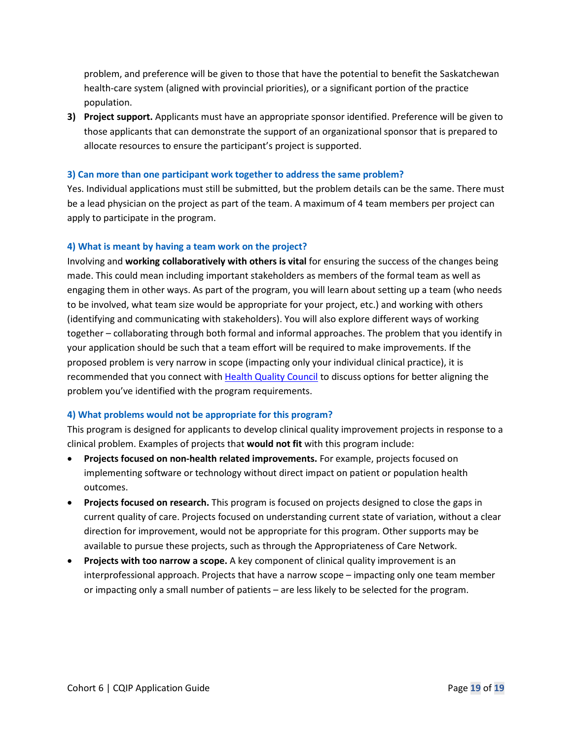problem, and preference will be given to those that have the potential to benefit the Saskatchewan health-care system (aligned with provincial priorities), or a significant portion of the practice population.

3) **Project support.** Applicants must have an appropriate sponsor identified. Preference will be given to those applicants that can demonstrate the support of an organizational sponsor that is prepared to allocate resources to ensure the participant's project is supported.

### 3) Can more than one participant work together to address the same problem?

Yes. Individual applications must still be submitted, but the problem details can be the same. There must be a lead physician on the project as part of the team. A maximum of 4 team members per project can apply to participate in the program.

### 4) What is meant by having a team work on the project?

Involving and **working collaboratively with others is vital** for ensuring the success of the changes being made. This could mean including important stakeholders as members of the formal team as well as engaging them in other ways. As part of the program, you will learn about setting up a team (who needs to be involved, what team size would be appropriate for your project, etc.) and working with others (identifying and communicating with stakeholders). You will also explore different ways of working together – collaborating through both formal and informal approaches. The problem that you identify in your application should be such that a team effort will be required to make improvements. If the proposed problem is very narrow in scope (impacting only your individual clinical practice), it is recommended that you connect with Health Quality Council to discuss options for better aligning the problem you've identified with the program requirements.

### 4) What problems would not be appropriate for this program?

This program is designed for applicants to develop clinical quality improvement projects in response to a clinical problem. Examples of projects that **would not fit** with this program include:

- **Projects focused on non-health related improvements.** For example, projects focused on implementing software or technology without direct impact on patient or population health outcomes.
- **Projects focused on research.** This program is focused on projects designed to close the gaps in current quality of care. Projects focused on understanding current state of variation, without a clear direction for improvement, would not be appropriate for this program. Other supports may be available to pursue these projects, such as through the Appropriateness of Care Network.
- **Projects with too narrow a scope.** A key component of clinical quality improvement is an interprofessional approach. Projects that have a narrow scope – impacting only one team member or impacting only a small number of patients – are less likely to be selected for the program.